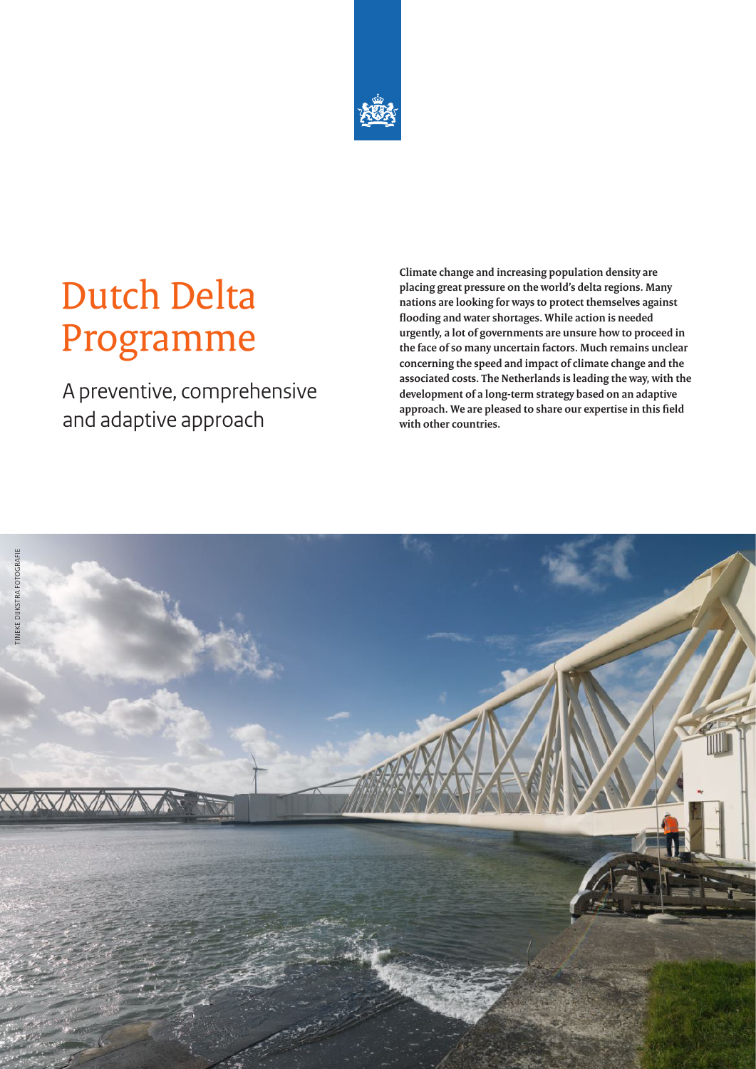# Dutch Delta Programme

## A preventive, comprehensive and adaptive approach

**Climate change and increasing population density are placing great pressure on the world's delta regions. Many nations are looking for ways to protect themselves against flooding and water shortages. While action is needed urgently, a lot of governments are unsure how to proceed in the face of so many uncertain factors. Much remains unclear concerning the speed and impact of climate change and the associated costs. The Netherlands is leading the way, with the development of a long-term strategy based on an adaptive approach. We are pleased to share our expertise in this field with other countries.**

TINEKE DIJKSTRA FOTOGRAFIE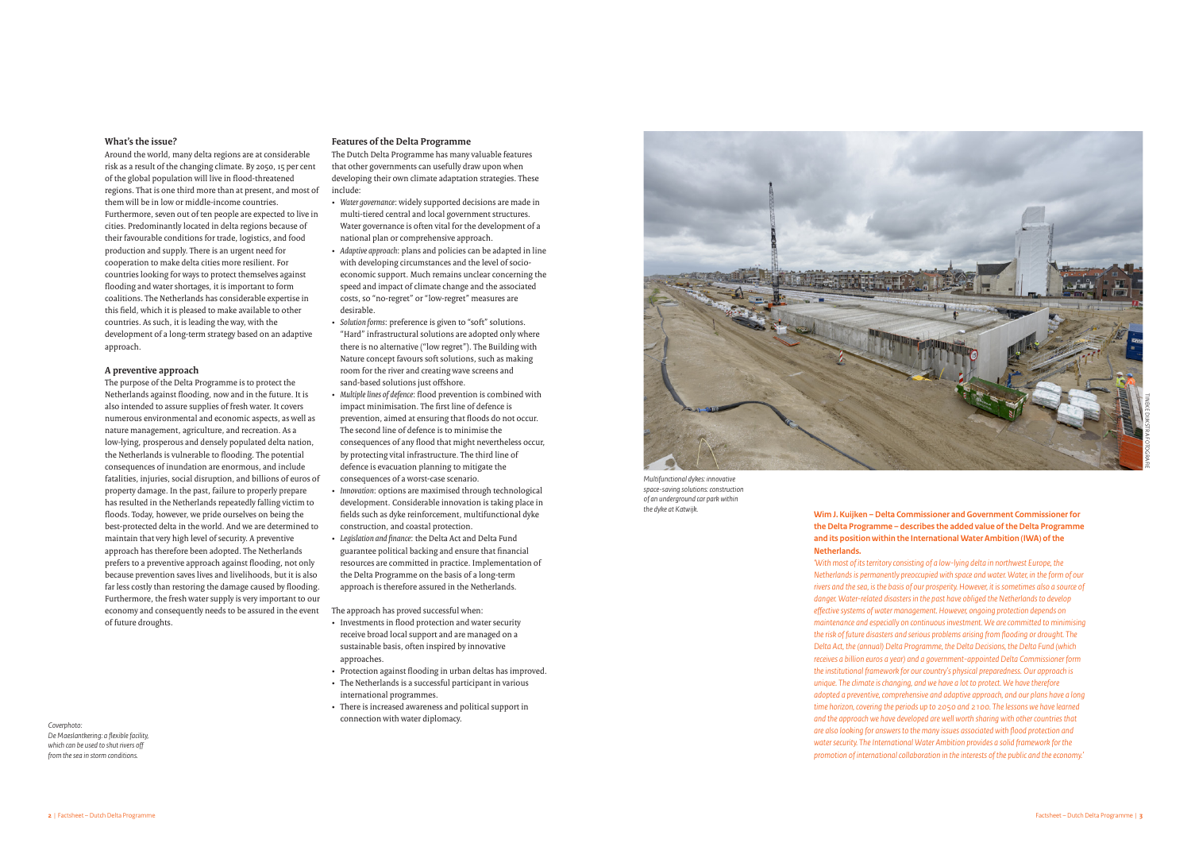### What's the issue?

Around the world, many delta regions are at considerable risk as a result of the changing climate. By 2050, 15 per cent of the global population will live in flood-threatened regions. That is one third more than at present, and most of them will be in low or middle-income countries. Furthermore, seven out of ten people are expected to live in cities. Predominantly located in delta regions because of their favourable conditions for trade, logistics, and food production and supply. There is an urgent need for cooperation to make delta cities more resilient. For countries looking for ways to protect themselves against flooding and water shortages, it is important to form coalitions. The Netherlands has considerable expertise in this field, which it is pleased to make available to other countries. As such, it is leading the way, with the development of a long-term strategy based on an adaptive approach.

### A preventive approach

The purpose of the Delta Programme is to protect the Netherlands against flooding, now and in the future. It is also intended to assure supplies of fresh water. It covers numerous environmental and economic aspects, as well as nature management, agriculture, and recreation. As a low-lying, prosperous and densely populated delta nation, the Netherlands is vulnerable to flooding. The potential consequences of inundation are enormous, and include fatalities, injuries, social disruption, and billions of euros of property damage. In the past, failure to properly prepare has resulted in the Netherlands repeatedly falling victim to floods. Today, however, we pride ourselves on being the best-protected delta in the world. And we are determined to maintain that very high level of security. A preventive approach has therefore been adopted. The Netherlands prefers to a preventive approach against flooding, not only because prevention saves lives and livelihoods, but it is also far less costly than restoring the damage caused by flooding. Furthermore, the fresh water supply is very important to our economy and consequently needs to be assured in the event of future droughts.

*Coverphoto:*
*De Maeslantkering: a flexible facility, which can be used to shut rivers off from the sea in storm conditions.*

### Features of the Delta Programme

The Dutch Delta Programme has many valuable features that other governments can usefully draw upon when developing their own climate adaptation strategies. These include:

- *Water governance*: widely supported decisions are made in multi-tiered central and local government structures. Water governance is often vital for the development of a national plan or comprehensive approach.
- *Adaptive approach*: plans and policies can be adapted in line with developing circumstances and the level of socio-economic support. Much remains unclear concerning the speed and impact of climate change and the associated costs, so "no-regret" or "low-regret" measures are desirable.
- *Solution forms*: preference is given to "soft" solutions. "Hard" infrastructural solutions are adopted only where there is no alternative ("low regret"). The Building with Nature concept favours soft solutions, such as making room for the river and creating wave screens and sand-based solutions just offshore.
- *Multiple lines of defence*: flood prevention is combined with impact minimisation. The first line of defence is prevention, aimed at ensuring that floods do not occur. The second line of defence is to minimise the consequences of any flood that might nevertheless occur, by protecting vital infrastructure. The third line of defence is evacuation planning to mitigate the consequences of a worst-case scenario.
- *Innovation*: options are maximised through technological development. Considerable innovation is taking place in fields such as dyke reinforcement, multifunctional dyke construction, and coastal protection.
- *Legislation and finance*: the Delta Act and Delta Fund guarantee political backing and ensure that financial resources are committed in practice. Implementation of the Delta Programme on the basis of a long-term approach is therefore assured in the Netherlands.

The approach has proved successful when:

- Investments in flood protection and water security receive broad local support and are managed on a sustainable basis, often inspired by innovative approaches.
- Protection against flooding in urban deltas has improved.
- The Netherlands is a successful participant in various international programmes.
- There is increased awareness and political support in connection with water diplomacy.

*Multifunctional dykes: innovative space-saving solutions: construction of an underground car park within the dyke at Katwijk.*

TINEKE DIJKSTRA FOTOGRAFIE

**Wim J. Kuijken – Delta Commissioner and Government Commissioner for the Delta Programme – describes the added value of the Delta Programme and its position within the International Water Ambition (IWA) of the Netherlands.**

*'With most of its territory consisting of a low-lying delta in northwest Europe, the Netherlands is permanently preoccupied with space and water. Water, in the form of our rivers and the sea, is the basis of our prosperity. However, it is sometimes also a source of danger. Water-related disasters in the past have obliged the Netherlands to develop effective systems of water management. However, ongoing protection depends on maintenance and especially on continuous investment. We are committed to minimising the risk of future disasters and serious problems arising from flooding or drought. The Delta Act, the (annual) Delta Programme, the Delta Decisions, the Delta Fund (which receives a billion euros a year) and a government-appointed Delta Commissioner form the institutional framework for our country's physical preparedness. Our approach is unique. The climate is changing, and we have a lot to protect. We have therefore adopted a preventive, comprehensive and adaptive approach, and our plans have a long time horizon, covering the periods up to 2050 and 2100. The lessons we have learned and the approach we have developed are well worth sharing with other countries that are also looking for answers to the many issues associated with flood protection and water security. The International Water Ambition provides a solid framework for the promotion of international collaboration in the interests of the public and the economy.'*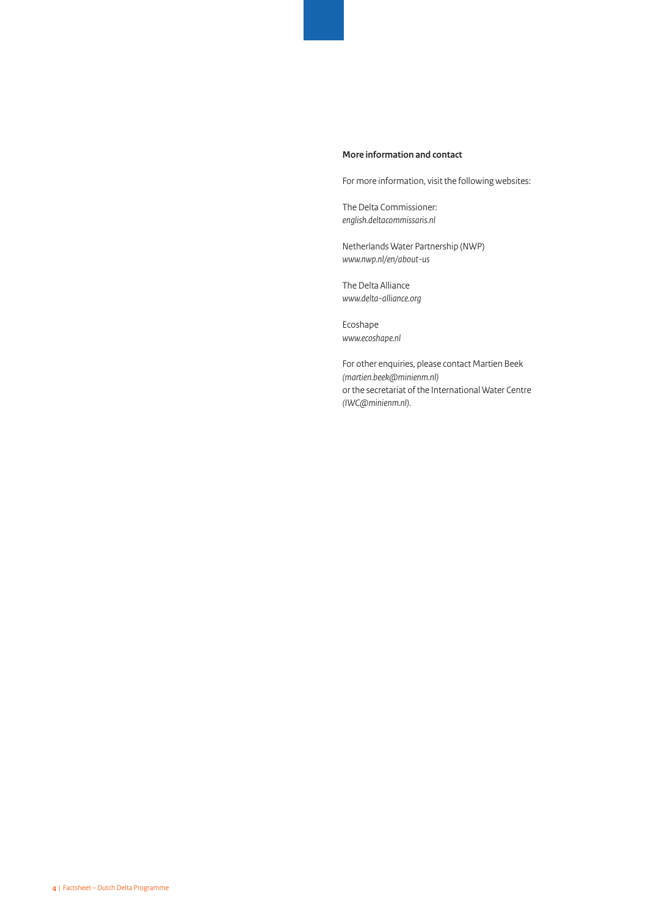### More information and contact

For more information, visit the following websites:

The Delta Commissioner:
*english.deltacommissaris.nl*

Netherlands Water Partnership (NWP)
*www.nwp.nl/en/about-us*

The Delta Alliance
*www.delta-alliance.org*

Ecoshape
*www.ecoshape.nl*

For other enquiries, please contact Martien Beek (*martien.beek@minienm.nl*)
or the secretariat of the International Water Centre (*IWC@minienm.nl*).